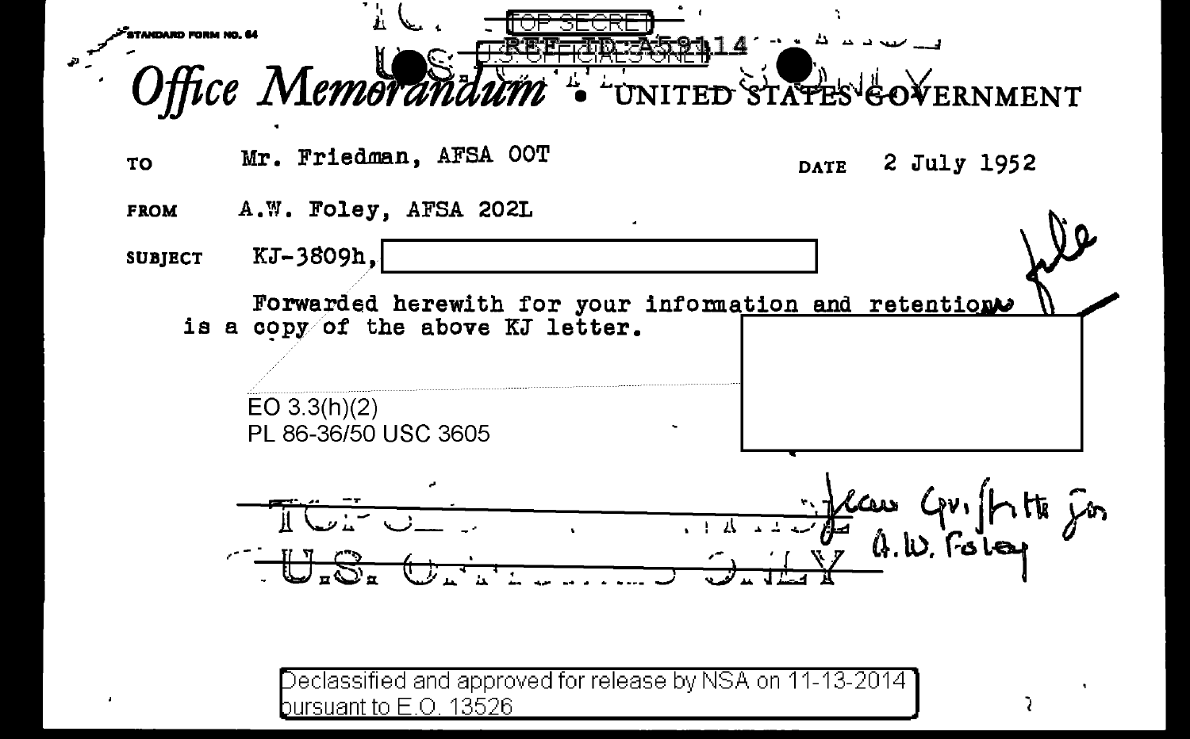TOP SECRET

REF ID:A58114

U.S. OFFICIALS ONLY

STANDARD FORM NO. 64

*Office Memorandum* • UNITED STATES GOVERNMENT

TO: Mr. Friedman, AFSA OOT

DATE: 2 July 1952

FROM: A.W. Foley, AFSA 202L

SUBJECT: KJ-3809h, [redacted]

file

Forwarded herewith for your information and retention is a copy of the above KJ letter.

EO 3.3(h)(2)
PL 86-36/50 USC 3605

Jean Griffith for
A.W. Foley

TOP SECRET
U.S. OFFICIALS ONLY

Declassified and approved for release by NSA on 11-13-2014 pursuant to E.O. 13526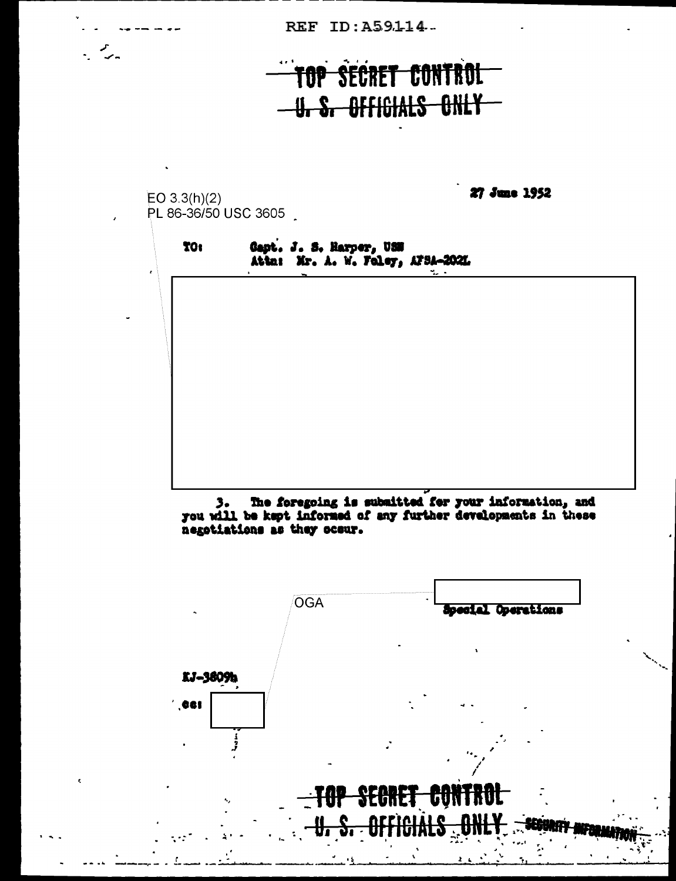REF ID:A59114

TOP SECRET CONTROL
U. S. OFFICIALS ONLY

EO 3.3(h)(2)
PL 86-36/50 USC 3605

27 June 1952

TO: Capt. J. S. Harper, USN
Attn: Mr. A. W. Foley, AFSA-202L

3. The foregoing is submitted for your information, and you will be kept informed of any further developments in these negotiations as they occur.

OGA

Special Operations

KJ-3809h

cc:

TOP SECRET CONTROL
U. S. OFFICIALS ONLY — SECURITY INFORMATION